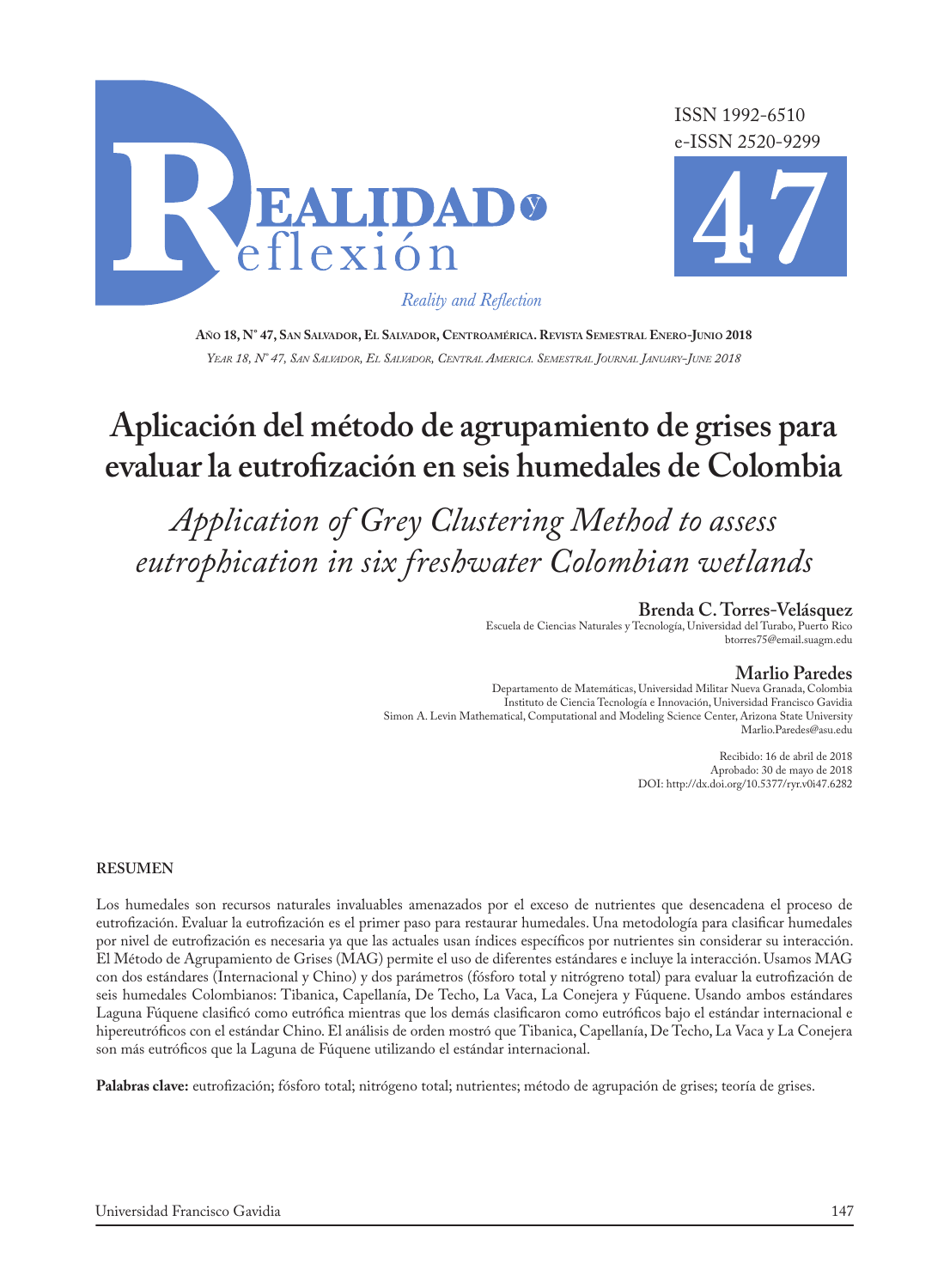ISSN 1992-6510
e-ISSN 2520-9299

**Realidad y Reflexión** 47

*Reality and Reflection*

**Año 18, N° 47, San Salvador, El Salvador, Centroamérica. Revista Semestral Enero-Junio 2018**
*Year 18, N° 47, San Salvador, El Salvador, Central America. Semestral Journal January-June 2018*

# Aplicación del método de agrupamiento de grises para evaluar la eutrofización en seis humedales de Colombia

## *Application of Grey Clustering Method to assess eutrophication in six freshwater Colombian wetlands*

**Brenda C. Torres-Velásquez**
Escuela de Ciencias Naturales y Tecnología, Universidad del Turabo, Puerto Rico
btorres75@email.suagm.edu

**Marlio Paredes**
Departamento de Matemáticas, Universidad Militar Nueva Granada, Colombia
Instituto de Ciencia Tecnología e Innovación, Universidad Francisco Gavidia
Simon A. Levin Mathematical, Computational and Modeling Science Center, Arizona State University
Marlio.Paredes@asu.edu

Recibido: 16 de abril de 2018
Aprobado: 30 de mayo de 2018
DOI: http://dx.doi.org/10.5377/ryr.v0i47.6282

**RESUMEN**

Los humedales son recursos naturales invaluables amenazados por el exceso de nutrientes que desencadena el proceso de eutrofización. Evaluar la eutrofización es el primer paso para restaurar humedales. Una metodología para clasificar humedales por nivel de eutrofización es necesaria ya que las actuales usan índices específicos por nutrientes sin considerar su interacción. El Método de Agrupamiento de Grises (MAG) permite el uso de diferentes estándares e incluye la interacción. Usamos MAG con dos estándares (Internacional y Chino) y dos parámetros (fósforo total y nitrógreno total) para evaluar la eutrofización de seis humedales Colombianos: Tibanica, Capellanía, De Techo, La Vaca, La Conejera y Fúquene. Usando ambos estándares Laguna Fúquene clasificó como eutrófica mientras que los demás clasificaron como eutróficos bajo el estándar internacional e hipereutróficos con el estándar Chino. El análisis de orden mostró que Tibanica, Capellanía, De Techo, La Vaca y La Conejera son más eutróficos que la Laguna de Fúquene utilizando el estándar internacional.

**Palabras clave:** eutrofización; fósforo total; nitrógeno total; nutrientes; método de agrupación de grises; teoría de grises.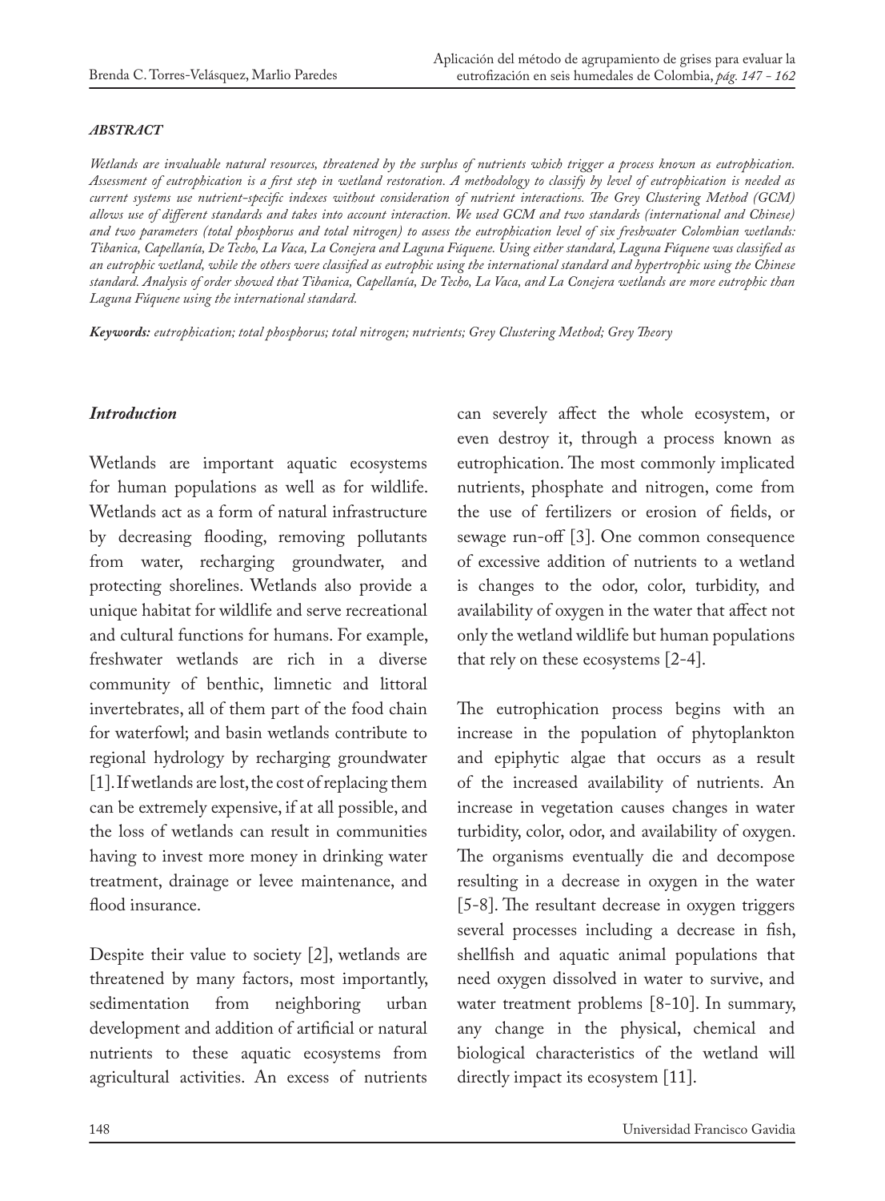***ABSTRACT***

*Wetlands are invaluable natural resources, threatened by the surplus of nutrients which trigger a process known as eutrophication. Assessment of eutrophication is a first step in wetland restoration. A methodology to classify by level of eutrophication is needed as current systems use nutrient-specific indexes without consideration of nutrient interactions. The Grey Clustering Method (GCM) allows use of different standards and takes into account interaction. We used GCM and two standards (international and Chinese) and two parameters (total phosphorus and total nitrogen) to assess the eutrophication level of six freshwater Colombian wetlands: Tibanica, Capellanía, De Techo, La Vaca, La Conejera and Laguna Fúquene. Using either standard, Laguna Fúquene was classified as an eutrophic wetland, while the others were classified as eutrophic using the international standard and hypertrophic using the Chinese standard. Analysis of order showed that Tibanica, Capellanía, De Techo, La Vaca, and La Conejera wetlands are more eutrophic than Laguna Fúquene using the international standard.*

***Keywords:*** *eutrophication; total phosphorus; total nitrogen; nutrients; Grey Clustering Method; Grey Theory*

## *Introduction*

Wetlands are important aquatic ecosystems for human populations as well as for wildlife. Wetlands act as a form of natural infrastructure by decreasing flooding, removing pollutants from water, recharging groundwater, and protecting shorelines. Wetlands also provide a unique habitat for wildlife and serve recreational and cultural functions for humans. For example, freshwater wetlands are rich in a diverse community of benthic, limnetic and littoral invertebrates, all of them part of the food chain for waterfowl; and basin wetlands contribute to regional hydrology by recharging groundwater [1]. If wetlands are lost, the cost of replacing them can be extremely expensive, if at all possible, and the loss of wetlands can result in communities having to invest more money in drinking water treatment, drainage or levee maintenance, and flood insurance.

Despite their value to society [2], wetlands are threatened by many factors, most importantly, sedimentation from neighboring urban development and addition of artificial or natural nutrients to these aquatic ecosystems from agricultural activities. An excess of nutrients can severely affect the whole ecosystem, or even destroy it, through a process known as eutrophication. The most commonly implicated nutrients, phosphate and nitrogen, come from the use of fertilizers or erosion of fields, or sewage run-off [3]. One common consequence of excessive addition of nutrients to a wetland is changes to the odor, color, turbidity, and availability of oxygen in the water that affect not only the wetland wildlife but human populations that rely on these ecosystems [2-4].

The eutrophication process begins with an increase in the population of phytoplankton and epiphytic algae that occurs as a result of the increased availability of nutrients. An increase in vegetation causes changes in water turbidity, color, odor, and availability of oxygen. The organisms eventually die and decompose resulting in a decrease in oxygen in the water [5-8]. The resultant decrease in oxygen triggers several processes including a decrease in fish, shellfish and aquatic animal populations that need oxygen dissolved in water to survive, and water treatment problems [8-10]. In summary, any change in the physical, chemical and biological characteristics of the wetland will directly impact its ecosystem [11].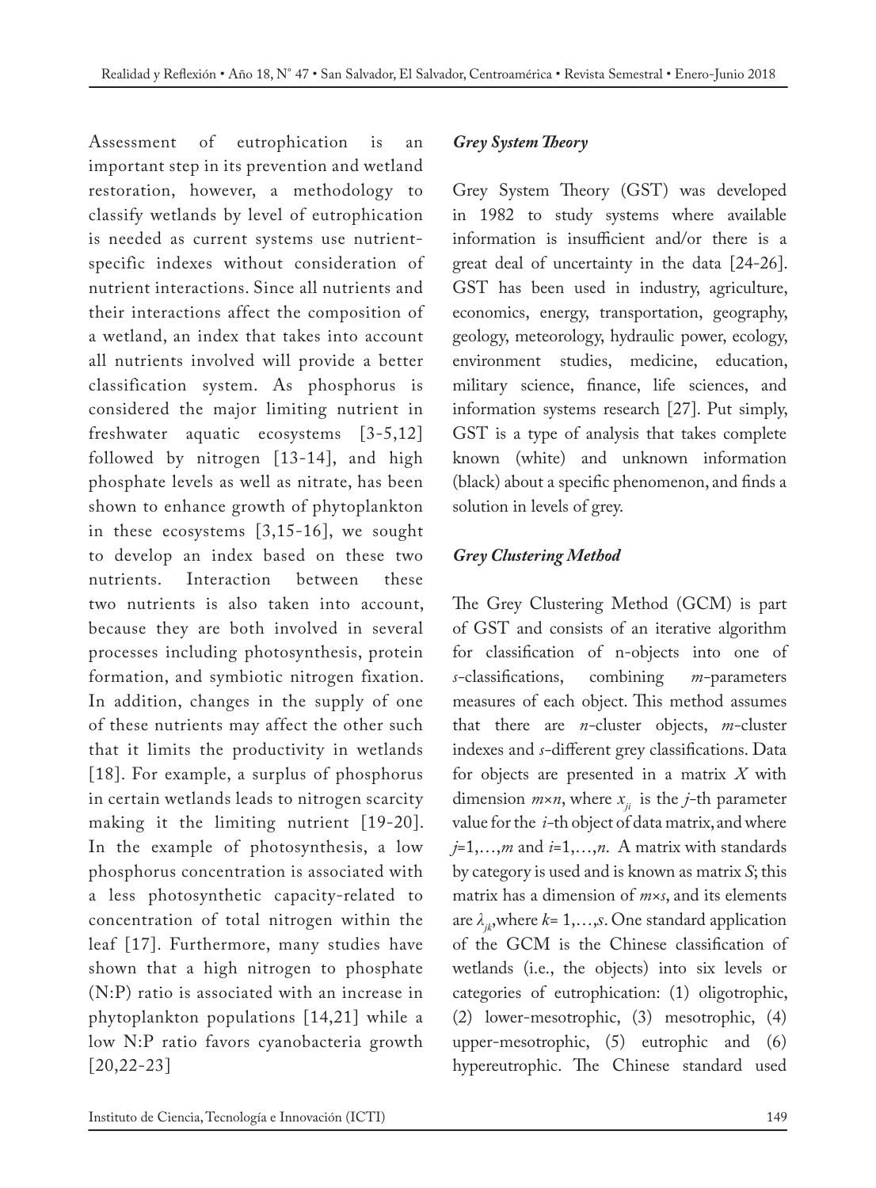Assessment of eutrophication is an important step in its prevention and wetland restoration, however, a methodology to classify wetlands by level of eutrophication is needed as current systems use nutrient-specific indexes without consideration of nutrient interactions. Since all nutrients and their interactions affect the composition of a wetland, an index that takes into account all nutrients involved will provide a better classification system. As phosphorus is considered the major limiting nutrient in freshwater aquatic ecosystems [3-5,12] followed by nitrogen [13-14], and high phosphate levels as well as nitrate, has been shown to enhance growth of phytoplankton in these ecosystems [3,15-16], we sought to develop an index based on these two nutrients. Interaction between these two nutrients is also taken into account, because they are both involved in several processes including photosynthesis, protein formation, and symbiotic nitrogen fixation. In addition, changes in the supply of one of these nutrients may affect the other such that it limits the productivity in wetlands [18]. For example, a surplus of phosphorus in certain wetlands leads to nitrogen scarcity making it the limiting nutrient [19-20]. In the example of photosynthesis, a low phosphorus concentration is associated with a less photosynthetic capacity-related to concentration of total nitrogen within the leaf [17]. Furthermore, many studies have shown that a high nitrogen to phosphate (N:P) ratio is associated with an increase in phytoplankton populations [14,21] while a low N:P ratio favors cyanobacteria growth [20,22-23]

### *Grey System Theory*

Grey System Theory (GST) was developed in 1982 to study systems where available information is insufficient and/or there is a great deal of uncertainty in the data [24-26]. GST has been used in industry, agriculture, economics, energy, transportation, geography, geology, meteorology, hydraulic power, ecology, environment studies, medicine, education, military science, finance, life sciences, and information systems research [27]. Put simply, GST is a type of analysis that takes complete known (white) and unknown information (black) about a specific phenomenon, and finds a solution in levels of grey.

### *Grey Clustering Method*

The Grey Clustering Method (GCM) is part of GST and consists of an iterative algorithm for classification of n-objects into one of $s$-classifications, combining $m$-parameters measures of each object. This method assumes that there are $n$-cluster objects, $m$-cluster indexes and $s$-different grey classifications. Data for objects are presented in a matrix $X$ with dimension $m \times n$, where $x_{ji}$ is the $j$-th parameter value for the $i$-th object of data matrix, and where $j=1,\ldots,m$ and $i=1,\ldots,n$. A matrix with standards by category is used and is known as matrix $S$; this matrix has a dimension of $m \times s$, and its elements are $\lambda_{jk}$, where $k=1,\ldots,s$. One standard application of the GCM is the Chinese classification of wetlands (i.e., the objects) into six levels or categories of eutrophication: (1) oligotrophic, (2) lower-mesotrophic, (3) mesotrophic, (4) upper-mesotrophic, (5) eutrophic and (6) hypereutrophic. The Chinese standard used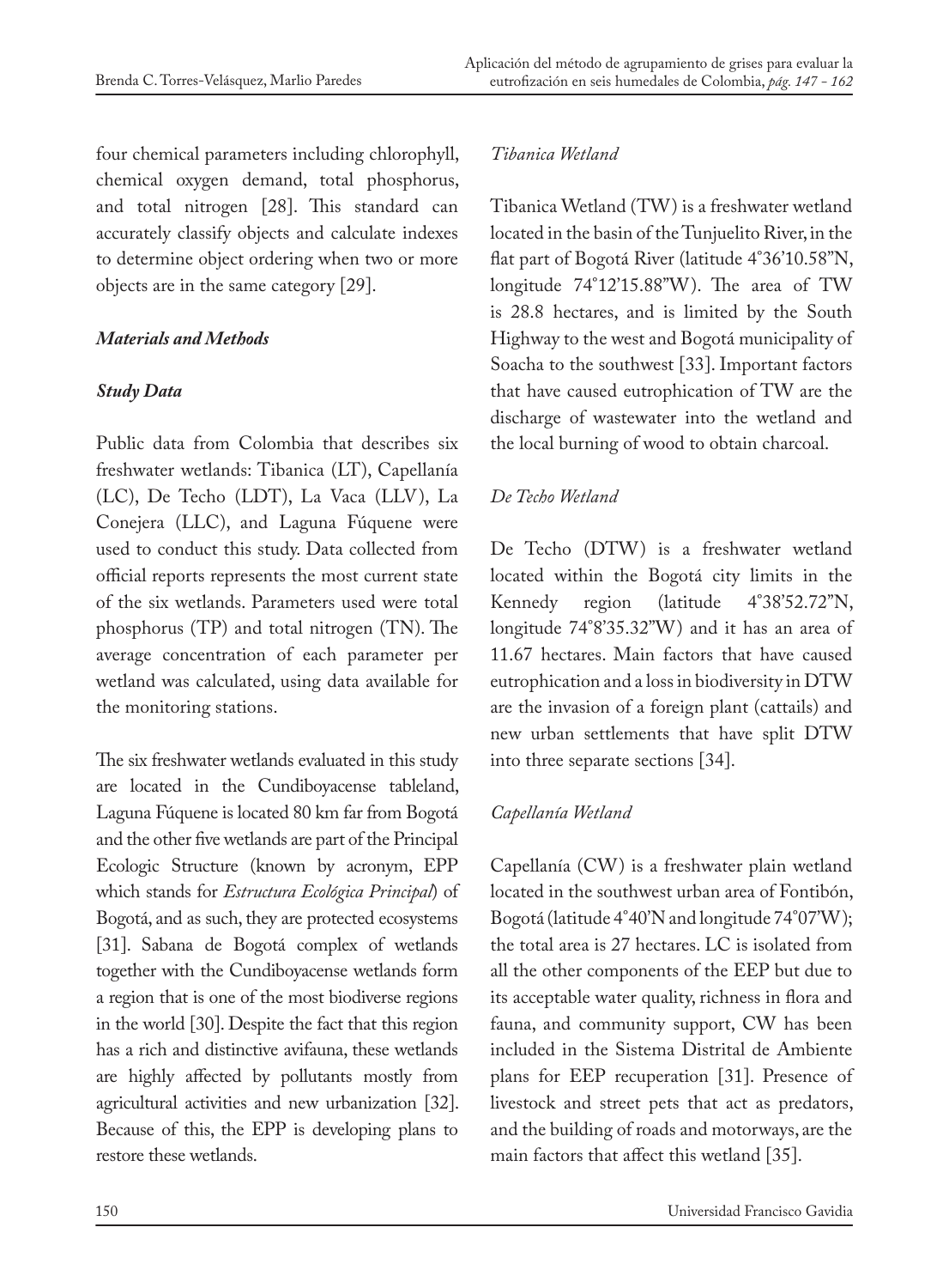four chemical parameters including chlorophyll, chemical oxygen demand, total phosphorus, and total nitrogen [28]. This standard can accurately classify objects and calculate indexes to determine object ordering when two or more objects are in the same category [29].

### *Materials and Methods*

### *Study Data*

Public data from Colombia that describes six freshwater wetlands: Tibanica (LT), Capellanía (LC), De Techo (LDT), La Vaca (LLV), La Conejera (LLC), and Laguna Fúquene were used to conduct this study. Data collected from official reports represents the most current state of the six wetlands. Parameters used were total phosphorus (TP) and total nitrogen (TN). The average concentration of each parameter per wetland was calculated, using data available for the monitoring stations.

The six freshwater wetlands evaluated in this study are located in the Cundiboyacense tableland, Laguna Fúquene is located 80 km far from Bogotá and the other five wetlands are part of the Principal Ecologic Structure (known by acronym, EPP which stands for *Estructura Ecológica Principal*) of Bogotá, and as such, they are protected ecosystems [31]. Sabana de Bogotá complex of wetlands together with the Cundiboyacense wetlands form a region that is one of the most biodiverse regions in the world [30]. Despite the fact that this region has a rich and distinctive avifauna, these wetlands are highly affected by pollutants mostly from agricultural activities and new urbanization [32]. Because of this, the EPP is developing plans to restore these wetlands.

#### *Tibanica Wetland*

Tibanica Wetland (TW) is a freshwater wetland located in the basin of the Tunjuelito River, in the flat part of Bogotá River (latitude 4°36'10.58"N, longitude 74°12'15.88"W). The area of TW is 28.8 hectares, and is limited by the South Highway to the west and Bogotá municipality of Soacha to the southwest [33]. Important factors that have caused eutrophication of TW are the discharge of wastewater into the wetland and the local burning of wood to obtain charcoal.

#### *De Techo Wetland*

De Techo (DTW) is a freshwater wetland located within the Bogotá city limits in the Kennedy region (latitude 4°38'52.72"N, longitude 74°8'35.32"W) and it has an area of 11.67 hectares. Main factors that have caused eutrophication and a loss in biodiversity in DTW are the invasion of a foreign plant (cattails) and new urban settlements that have split DTW into three separate sections [34].

#### *Capellanía Wetland*

Capellanía (CW) is a freshwater plain wetland located in the southwest urban area of Fontibón, Bogotá (latitude 4°40'N and longitude 74°07'W); the total area is 27 hectares. LC is isolated from all the other components of the EEP but due to its acceptable water quality, richness in flora and fauna, and community support, CW has been included in the Sistema Distrital de Ambiente plans for EEP recuperation [31]. Presence of livestock and street pets that act as predators, and the building of roads and motorways, are the main factors that affect this wetland [35].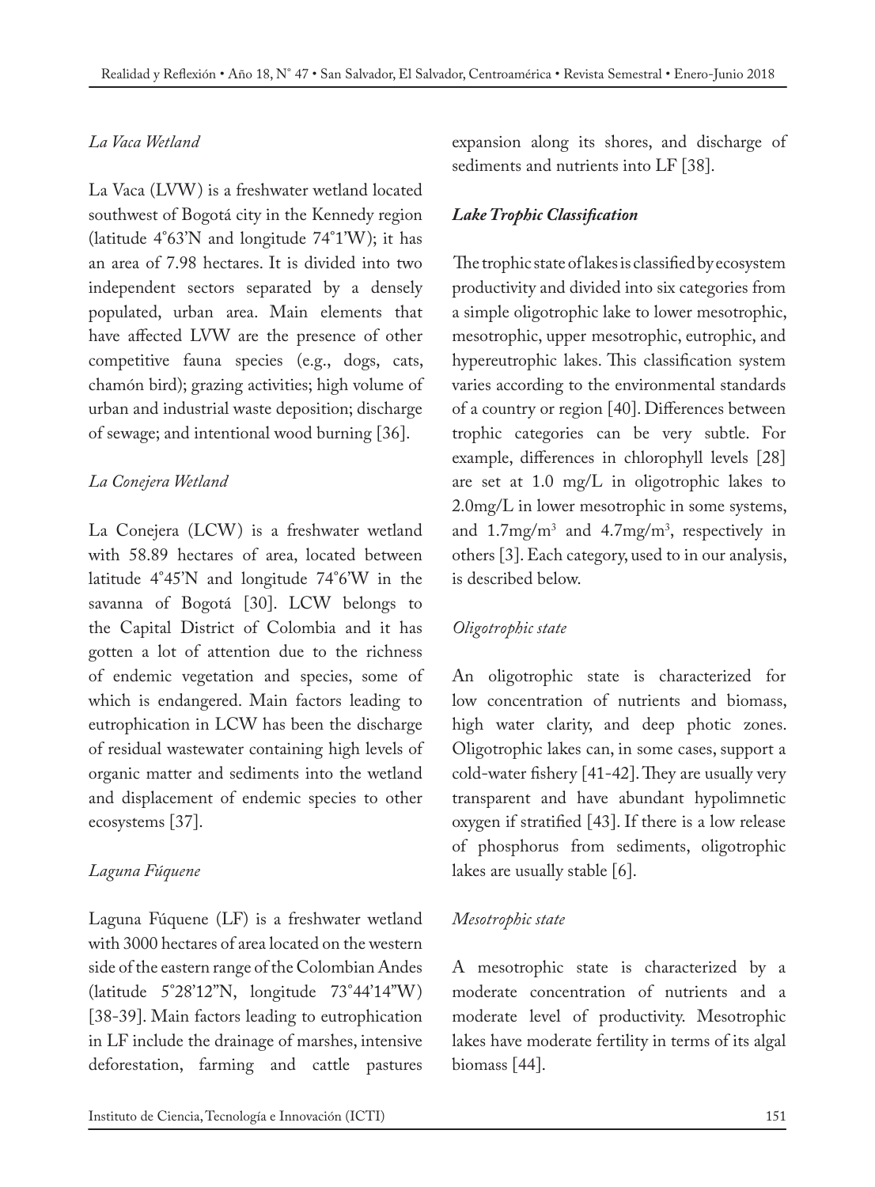*La Vaca Wetland*

La Vaca (LVW) is a freshwater wetland located southwest of Bogotá city in the Kennedy region (latitude 4˚63'N and longitude 74˚1'W); it has an area of 7.98 hectares. It is divided into two independent sectors separated by a densely populated, urban area. Main elements that have affected LVW are the presence of other competitive fauna species (e.g., dogs, cats, chamón bird); grazing activities; high volume of urban and industrial waste deposition; discharge of sewage; and intentional wood burning [36].

*La Conejera Wetland*

La Conejera (LCW) is a freshwater wetland with 58.89 hectares of area, located between latitude 4˚45'N and longitude 74˚6'W in the savanna of Bogotá [30]. LCW belongs to the Capital District of Colombia and it has gotten a lot of attention due to the richness of endemic vegetation and species, some of which is endangered. Main factors leading to eutrophication in LCW has been the discharge of residual wastewater containing high levels of organic matter and sediments into the wetland and displacement of endemic species to other ecosystems [37].

*Laguna Fúquene*

Laguna Fúquene (LF) is a freshwater wetland with 3000 hectares of area located on the western side of the eastern range of the Colombian Andes (latitude 5˚28'12"N, longitude 73˚44'14"W) [38-39]. Main factors leading to eutrophication in LF include the drainage of marshes, intensive deforestation, farming and cattle pastures expansion along its shores, and discharge of sediments and nutrients into LF [38].

***Lake Trophic Classification***

The trophic state of lakes is classified by ecosystem productivity and divided into six categories from a simple oligotrophic lake to lower mesotrophic, mesotrophic, upper mesotrophic, eutrophic, and hypereutrophic lakes. This classification system varies according to the environmental standards of a country or region [40]. Differences between trophic categories can be very subtle. For example, differences in chlorophyll levels [28] are set at 1.0 mg/L in oligotrophic lakes to 2.0mg/L in lower mesotrophic in some systems, and 1.7mg/$m^3$ and 4.7mg/$m^3$, respectively in others [3]. Each category, used to in our analysis, is described below.

*Oligotrophic state*

An oligotrophic state is characterized for low concentration of nutrients and biomass, high water clarity, and deep photic zones. Oligotrophic lakes can, in some cases, support a cold-water fishery [41-42]. They are usually very transparent and have abundant hypolimnetic oxygen if stratified [43]. If there is a low release of phosphorus from sediments, oligotrophic lakes are usually stable [6].

*Mesotrophic state*

A mesotrophic state is characterized by a moderate concentration of nutrients and a moderate level of productivity. Mesotrophic lakes have moderate fertility in terms of its algal biomass [44].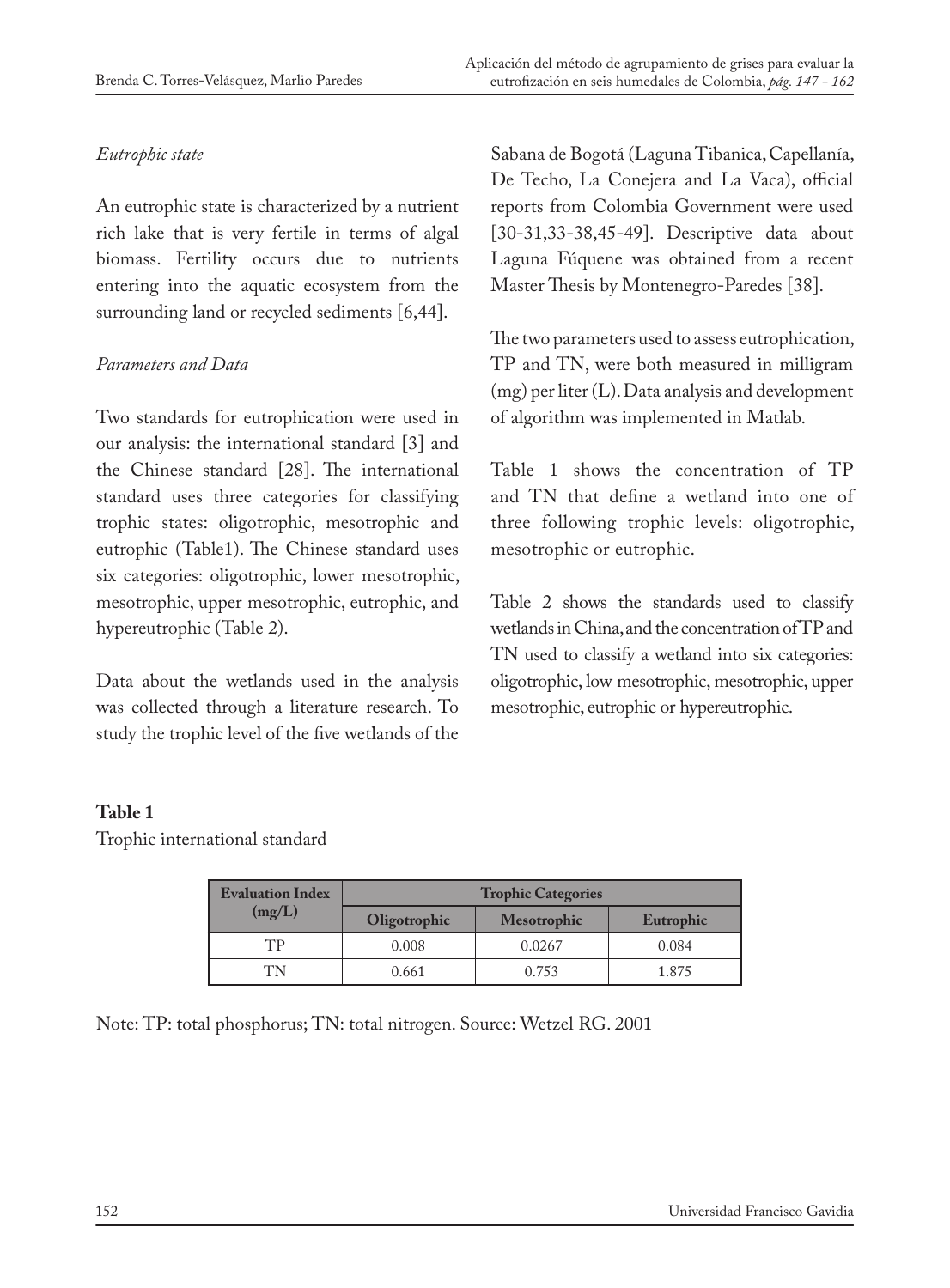*Eutrophic state*

An eutrophic state is characterized by a nutrient rich lake that is very fertile in terms of algal biomass. Fertility occurs due to nutrients entering into the aquatic ecosystem from the surrounding land or recycled sediments [6,44].

*Parameters and Data*

Two standards for eutrophication were used in our analysis: the international standard [3] and the Chinese standard [28]. The international standard uses three categories for classifying trophic states: oligotrophic, mesotrophic and eutrophic (Table1). The Chinese standard uses six categories: oligotrophic, lower mesotrophic, mesotrophic, upper mesotrophic, eutrophic, and hypereutrophic (Table 2).

Data about the wetlands used in the analysis was collected through a literature research. To study the trophic level of the five wetlands of the Sabana de Bogotá (Laguna Tibanica, Capellanía, De Techo, La Conejera and La Vaca), official reports from Colombia Government were used [30-31,33-38,45-49]. Descriptive data about Laguna Fúquene was obtained from a recent Master Thesis by Montenegro-Paredes [38].

The two parameters used to assess eutrophication, TP and TN, were both measured in milligram (mg) per liter (L). Data analysis and development of algorithm was implemented in Matlab.

Table 1 shows the concentration of TP and TN that define a wetland into one of three following trophic levels: oligotrophic, mesotrophic or eutrophic.

Table 2 shows the standards used to classify wetlands in China, and the concentration of TP and TN used to classify a wetland into six categories: oligotrophic, low mesotrophic, mesotrophic, upper mesotrophic, eutrophic or hypereutrophic.

**Table 1**

Trophic international standard

| Evaluation Index (mg/L) | Trophic Categories | | |
|---|---|---|---|
| | Oligotrophic | Mesotrophic | Eutrophic |
| TP | 0.008 | 0.0267 | 0.084 |
| TN | 0.661 | 0.753 | 1.875 |

Note: TP: total phosphorus; TN: total nitrogen. Source: Wetzel RG. 2001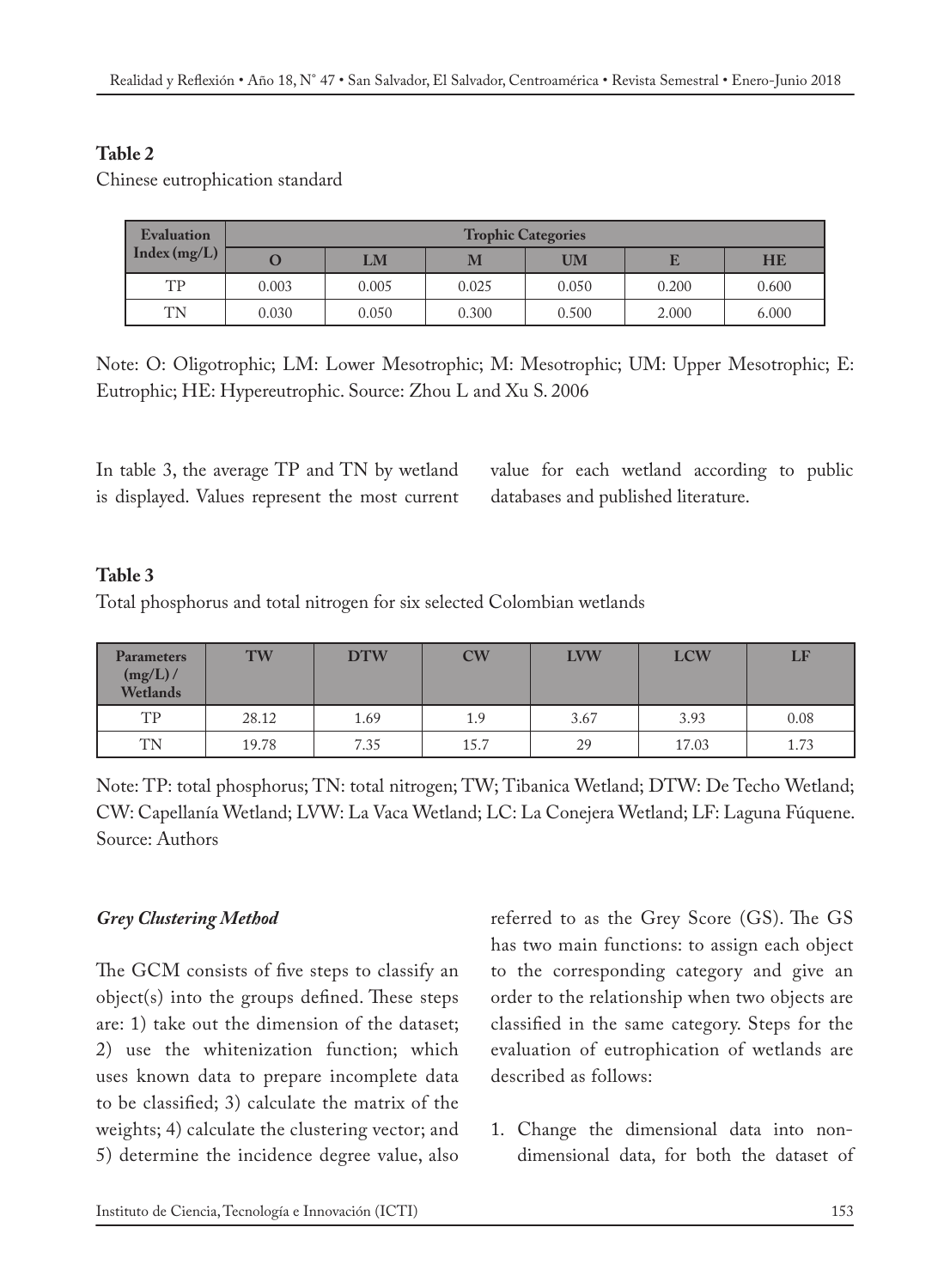**Table 2**

Chinese eutrophication standard

| Evaluation Index (mg/L) | Trophic Categories | | | | | |
|---|---|---|---|---|---|---|
| | O | LM | M | UM | E | HE |
| TP | 0.003 | 0.005 | 0.025 | 0.050 | 0.200 | 0.600 |
| TN | 0.030 | 0.050 | 0.300 | 0.500 | 2.000 | 6.000 |

Note: O: Oligotrophic; LM: Lower Mesotrophic; M: Mesotrophic; UM: Upper Mesotrophic; E: Eutrophic; HE: Hypereutrophic. Source: Zhou L and Xu S. 2006

In table 3, the average TP and TN by wetland is displayed. Values represent the most current value for each wetland according to public databases and published literature.

**Table 3**

Total phosphorus and total nitrogen for six selected Colombian wetlands

| Parameters (mg/L) / Wetlands | TW | DTW | CW | LVW | LCW | LF |
|---|---|---|---|---|---|---|
| TP | 28.12 | 1.69 | 1.9 | 3.67 | 3.93 | 0.08 |
| TN | 19.78 | 7.35 | 15.7 | 29 | 17.03 | 1.73 |

Note: TP: total phosphorus; TN: total nitrogen; TW; Tibanica Wetland; DTW: De Techo Wetland; CW: Capellanía Wetland; LVW: La Vaca Wetland; LC: La Conejera Wetland; LF: Laguna Fúquene. Source: Authors

### *Grey Clustering Method*

The GCM consists of five steps to classify an object(s) into the groups defined. These steps are: 1) take out the dimension of the dataset; 2) use the whitenization function; which uses known data to prepare incomplete data to be classified; 3) calculate the matrix of the weights; 4) calculate the clustering vector; and 5) determine the incidence degree value, also referred to as the Grey Score (GS). The GS has two main functions: to assign each object to the corresponding category and give an order to the relationship when two objects are classified in the same category. Steps for the evaluation of eutrophication of wetlands are described as follows:

1. Change the dimensional data into non-dimensional data, for both the dataset of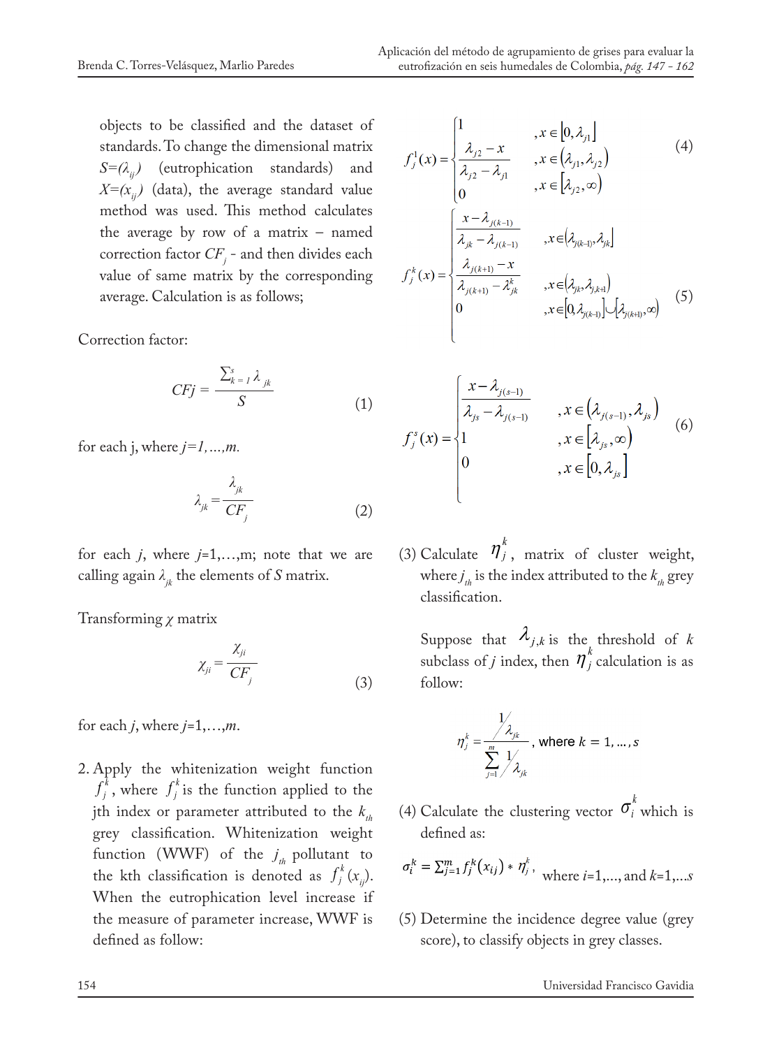objects to be classified and the dataset of standards. To change the dimensional matrix $S=(\lambda_{ij})$ (eutrophication standards) and $X=(x_{ij})$ (data), the average standard value method was used. This method calculates the average by row of a matrix – named correction factor $CF_j$ - and then divides each value of same matrix by the corresponding average. Calculation is as follows;

Correction factor:

$$CFj = \frac{\sum_{k=1}^{s} \lambda_{jk}}{S} \tag{1}$$

for each j, where $j=1,\ldots,m$.

$$\lambda_{jk} = \frac{\lambda_{jk}}{CF_j} \tag{2}$$

for each $j$, where $j$=1,…,m; note that we are calling again $\lambda_{jk}$ the elements of $S$ matrix.

Transforming $\chi$ matrix

$$\chi_{ji} = \frac{\chi_{ji}}{CF_j} \tag{3}$$

for each $j$, where $j$=1,…,$m$.

2. Apply the whitenization weight function $f_j^k$, where $f_j^k$ is the function applied to the jth index or parameter attributed to the $k_{th}$ grey classification. Whitenization weight function (WWF) of the $j_{th}$ pollutant to the kth classification is denoted as $f_j^k(x_{ij})$. When the eutrophication level increase if the measure of parameter increase, WWF is defined as follow:

$$f_j^1(x) = \begin{cases} 1 & ,x \in [0, \lambda_{j1}] \\ \dfrac{\lambda_{j2} - x}{\lambda_{j2} - \lambda_{j1}} & ,x \in (\lambda_{j1}, \lambda_{j2}) \\ 0 & ,x \in [\lambda_{j2}, \infty) \end{cases} \tag{4}$$

$$f_j^k(x) = \begin{cases} \dfrac{x - \lambda_{j(k-1)}}{\lambda_{jk} - \lambda_{j(k-1)}} & ,x \in (\lambda_{j(k-1)}, \lambda_{jk}] \\ \dfrac{\lambda_{j(k+1)} - x}{\lambda_{j(k+1)} - \lambda_{jk}^k} & ,x \in (\lambda_{jk}, \lambda_{j,k+1}) \\ 0 & ,x \in [0, \lambda_{j(k-1)}] \cup [\lambda_{j(k+1)}, \infty) \end{cases} \tag{5}$$

$$f_j^s(x) = \begin{cases} \dfrac{x - \lambda_{j(s-1)}}{\lambda_{js} - \lambda_{j(s-1)}} & ,x \in (\lambda_{j(s-1)}, \lambda_{js}) \\ 1 & ,x \in [\lambda_{js}, \infty) \\ 0 & ,x \in [0, \lambda_{js}] \end{cases} \tag{6}$$

(3) Calculate $\eta_j^k$, matrix of cluster weight, where $j_{th}$ is the index attributed to the $k_{th}$ grey classification.

Suppose that $\lambda_{j,k}$ is the threshold of $k$ subclass of $j$ index, then $\eta_j^k$ calculation is as follow:

$$\eta_j^k = \frac{1/\lambda_{jk}}{\sum_{j=1}^{m} 1/\lambda_{jk}}, \text{ where } k = 1, \ldots, s$$

(4) Calculate the clustering vector $\sigma_i^k$ which is defined as:

$$\sigma_i^k = \sum_{j=1}^{m} f_j^k(x_{ij}) * \eta_j^k,$$ where $i$=1,…, and $k$=1,…$s$

(5) Determine the incidence degree value (grey score), to classify objects in grey classes.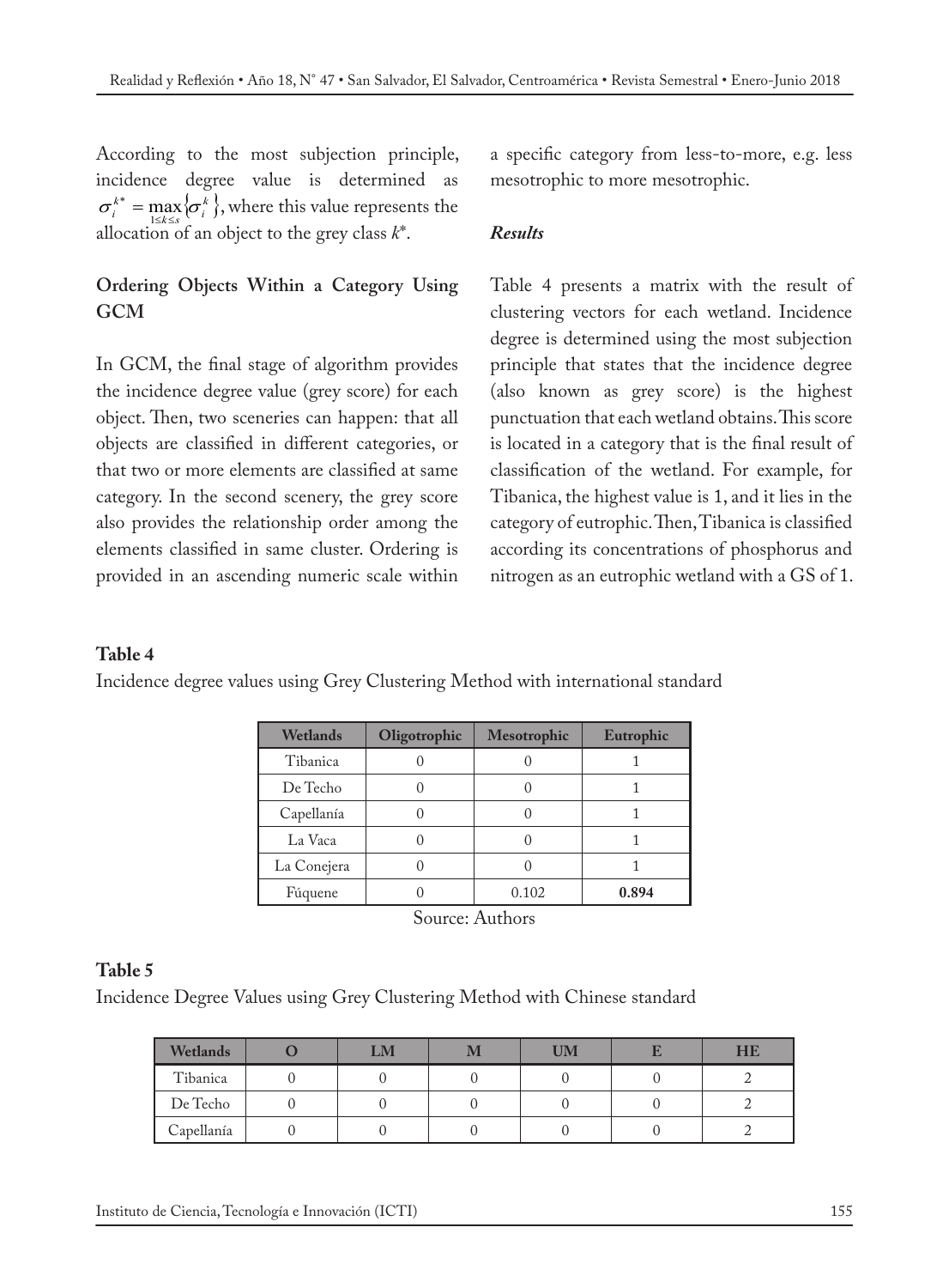According to the most subjection principle, incidence degree value is determined as $\sigma_i^{k^*} = \max_{1 \le k \le s} \{\sigma_i^k\}$, where this value represents the allocation of an object to the grey class $k^*$.

### Ordering Objects Within a Category Using GCM

In GCM, the final stage of algorithm provides the incidence degree value (grey score) for each object. Then, two sceneries can happen: that all objects are classified in different categories, or that two or more elements are classified at same category. In the second scenery, the grey score also provides the relationship order among the elements classified in same cluster. Ordering is provided in an ascending numeric scale within a specific category from less-to-more, e.g. less mesotrophic to more mesotrophic.

### *Results*

Table 4 presents a matrix with the result of clustering vectors for each wetland. Incidence degree is determined using the most subjection principle that states that the incidence degree (also known as grey score) is the highest punctuation that each wetland obtains. This score is located in a category that is the final result of classification of the wetland. For example, for Tibanica, the highest value is 1, and it lies in the category of eutrophic. Then, Tibanica is classified according its concentrations of phosphorus and nitrogen as an eutrophic wetland with a GS of 1.

**Table 4**

Incidence degree values using Grey Clustering Method with international standard

| Wetlands | Oligotrophic | Mesotrophic | Eutrophic |
|---|---|---|---|
| Tibanica | 0 | 0 | 1 |
| De Techo | 0 | 0 | 1 |
| Capellanía | 0 | 0 | 1 |
| La Vaca | 0 | 0 | 1 |
| La Conejera | 0 | 0 | 1 |
| Fúquene | 0 | 0.102 | **0.894** |

Source: Authors

**Table 5**

Incidence Degree Values using Grey Clustering Method with Chinese standard

| Wetlands | O | LM | M | UM | E | HE |
|---|---|---|---|---|---|---|
| Tibanica | 0 | 0 | 0 | 0 | 0 | 2 |
| De Techo | 0 | 0 | 0 | 0 | 0 | 2 |
| Capellanía | 0 | 0 | 0 | 0 | 0 | 2 |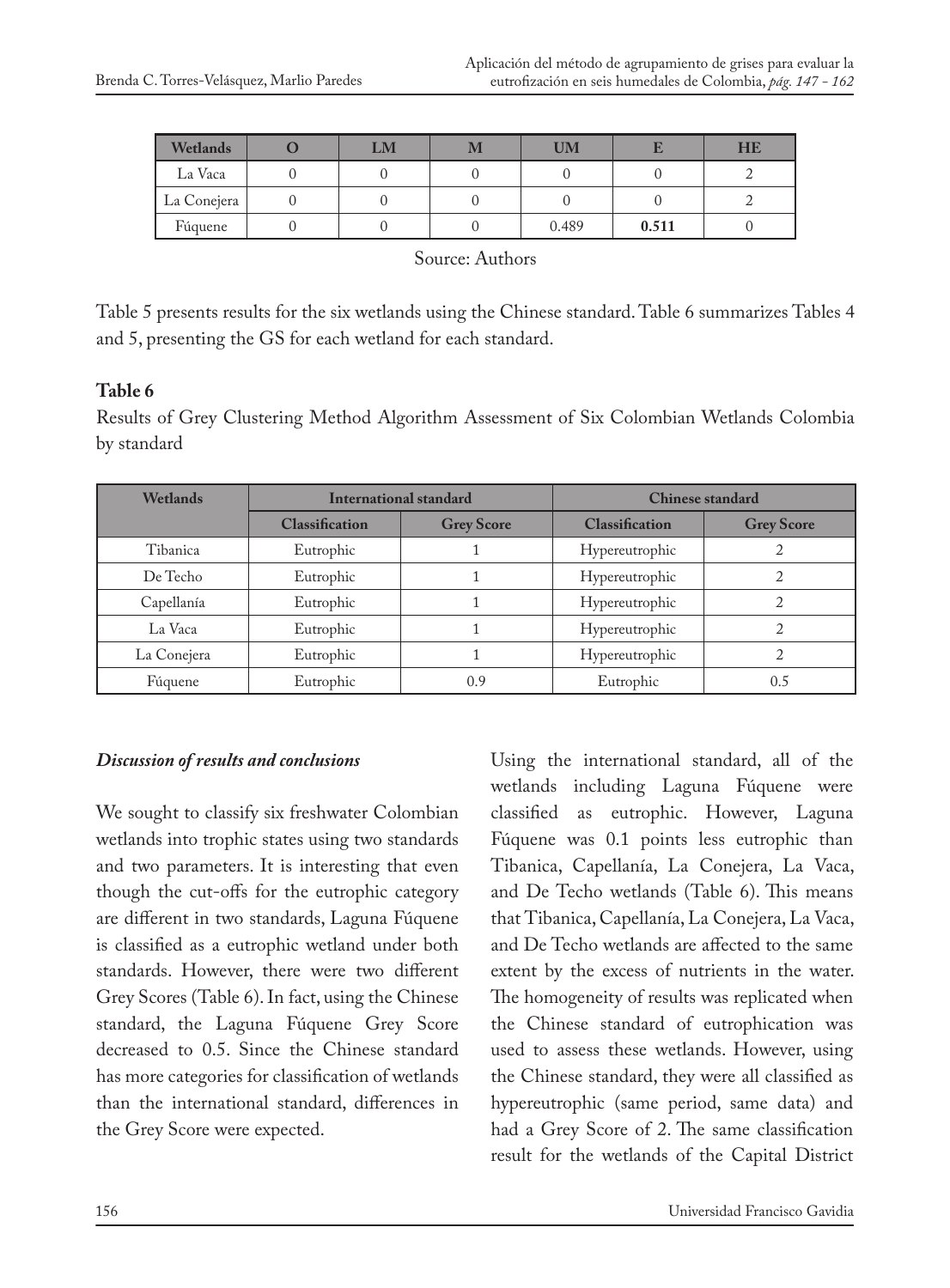| Wetlands | O | LM | M | UM | E | HE |
|---|---|---|---|---|---|---|
| La Vaca | 0 | 0 | 0 | 0 | 0 | 2 |
| La Conejera | 0 | 0 | 0 | 0 | 0 | 2 |
| Fúquene | 0 | 0 | 0 | 0.489 | **0.511** | 0 |

Source: Authors

Table 5 presents results for the six wetlands using the Chinese standard. Table 6 summarizes Tables 4 and 5, presenting the GS for each wetland for each standard.

**Table 6**

Results of Grey Clustering Method Algorithm Assessment of Six Colombian Wetlands Colombia by standard

| Wetlands | International standard | | Chinese standard | |
|---|---|---|---|---|
| | Classification | Grey Score | Classification | Grey Score |
| Tibanica | Eutrophic | 1 | Hypereutrophic | 2 |
| De Techo | Eutrophic | 1 | Hypereutrophic | 2 |
| Capellanía | Eutrophic | 1 | Hypereutrophic | 2 |
| La Vaca | Eutrophic | 1 | Hypereutrophic | 2 |
| La Conejera | Eutrophic | 1 | Hypereutrophic | 2 |
| Fúquene | Eutrophic | 0.9 | Eutrophic | 0.5 |

***Discussion of results and conclusions***

We sought to classify six freshwater Colombian wetlands into trophic states using two standards and two parameters. It is interesting that even though the cut-offs for the eutrophic category are different in two standards, Laguna Fúquene is classified as a eutrophic wetland under both standards. However, there were two different Grey Scores (Table 6). In fact, using the Chinese standard, the Laguna Fúquene Grey Score decreased to 0.5. Since the Chinese standard has more categories for classification of wetlands than the international standard, differences in the Grey Score were expected.

Using the international standard, all of the wetlands including Laguna Fúquene were classified as eutrophic. However, Laguna Fúquene was 0.1 points less eutrophic than Tibanica, Capellanía, La Conejera, La Vaca, and De Techo wetlands (Table 6). This means that Tibanica, Capellanía, La Conejera, La Vaca, and De Techo wetlands are affected to the same extent by the excess of nutrients in the water. The homogeneity of results was replicated when the Chinese standard of eutrophication was used to assess these wetlands. However, using the Chinese standard, they were all classified as hypereutrophic (same period, same data) and had a Grey Score of 2. The same classification result for the wetlands of the Capital District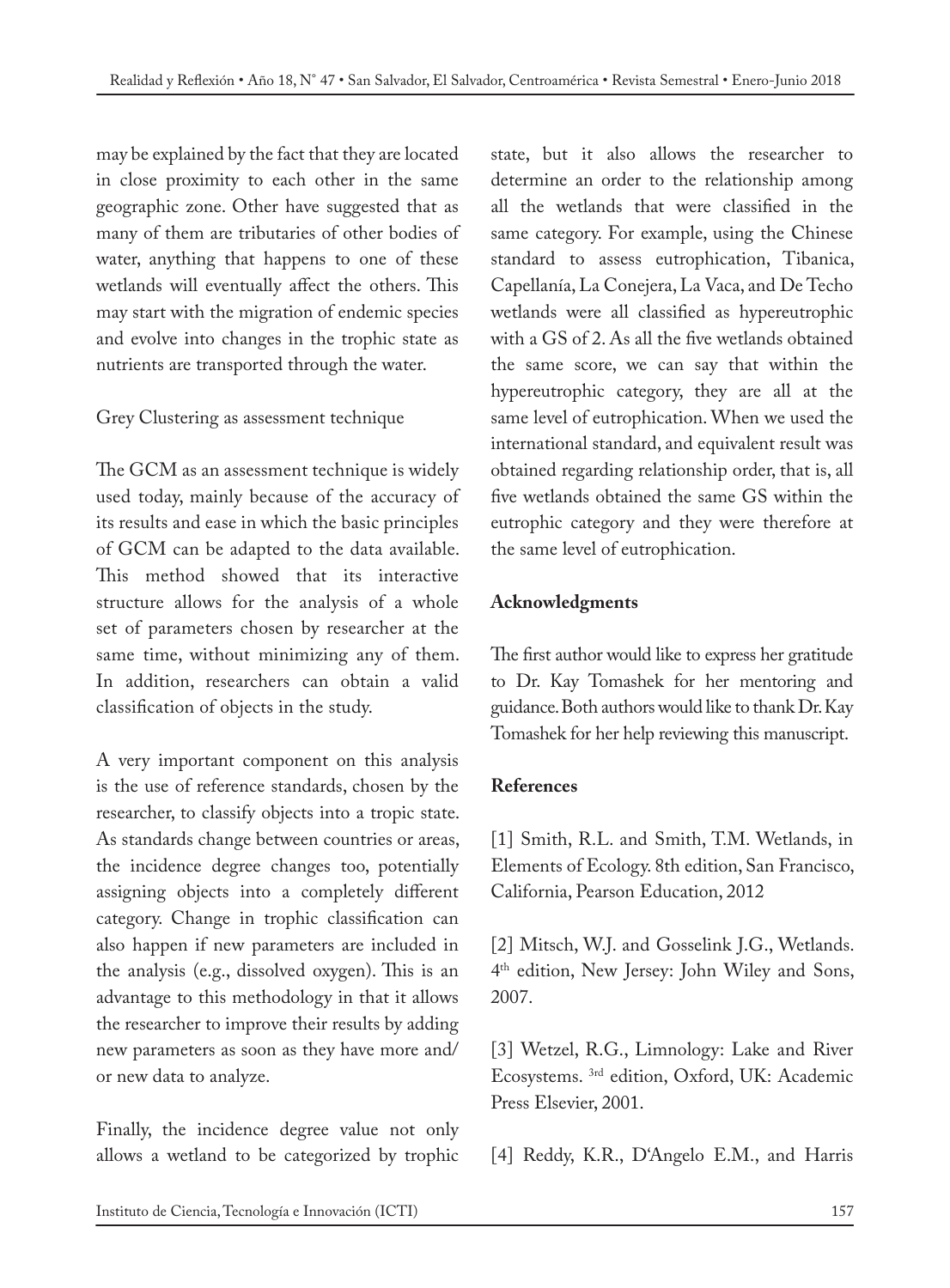may be explained by the fact that they are located in close proximity to each other in the same geographic zone. Other have suggested that as many of them are tributaries of other bodies of water, anything that happens to one of these wetlands will eventually affect the others. This may start with the migration of endemic species and evolve into changes in the trophic state as nutrients are transported through the water.

Grey Clustering as assessment technique

The GCM as an assessment technique is widely used today, mainly because of the accuracy of its results and ease in which the basic principles of GCM can be adapted to the data available. This method showed that its interactive structure allows for the analysis of a whole set of parameters chosen by researcher at the same time, without minimizing any of them. In addition, researchers can obtain a valid classification of objects in the study.

A very important component on this analysis is the use of reference standards, chosen by the researcher, to classify objects into a tropic state. As standards change between countries or areas, the incidence degree changes too, potentially assigning objects into a completely different category. Change in trophic classification can also happen if new parameters are included in the analysis (e.g., dissolved oxygen). This is an advantage to this methodology in that it allows the researcher to improve their results by adding new parameters as soon as they have more and/or new data to analyze.

Finally, the incidence degree value not only allows a wetland to be categorized by trophic state, but it also allows the researcher to determine an order to the relationship among all the wetlands that were classified in the same category. For example, using the Chinese standard to assess eutrophication, Tibanica, Capellanía, La Conejera, La Vaca, and De Techo wetlands were all classified as hypereutrophic with a GS of 2. As all the five wetlands obtained the same score, we can say that within the hypereutrophic category, they are all at the same level of eutrophication. When we used the international standard, and equivalent result was obtained regarding relationship order, that is, all five wetlands obtained the same GS within the eutrophic category and they were therefore at the same level of eutrophication.

**Acknowledgments**

The first author would like to express her gratitude to Dr. Kay Tomashek for her mentoring and guidance. Both authors would like to thank Dr. Kay Tomashek for her help reviewing this manuscript.

**References**

[1] Smith, R.L. and Smith, T.M. Wetlands, in Elements of Ecology. 8th edition, San Francisco, California, Pearson Education, 2012

[2] Mitsch, W.J. and Gosselink J.G., Wetlands. 4th edition, New Jersey: John Wiley and Sons, 2007.

[3] Wetzel, R.G., Limnology: Lake and River Ecosystems. 3rd edition, Oxford, UK: Academic Press Elsevier, 2001.

[4] Reddy, K.R., D'Angelo E.M., and Harris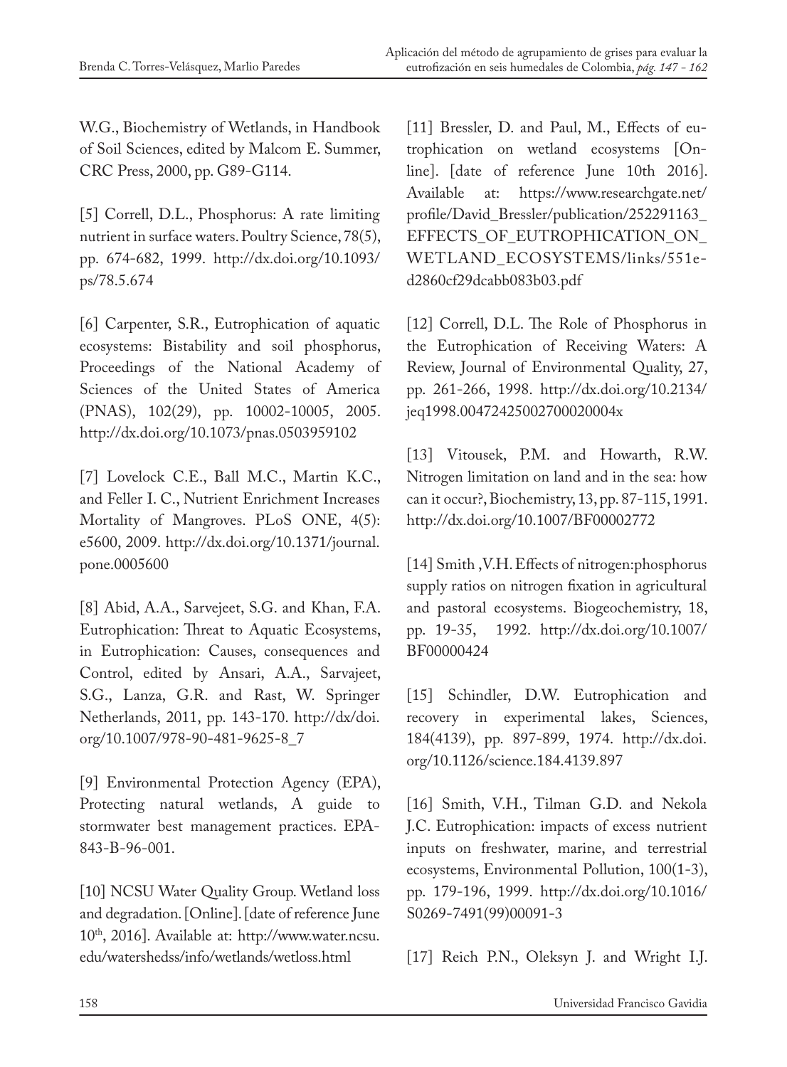W.G., Biochemistry of Wetlands, in Handbook of Soil Sciences, edited by Malcom E. Summer, CRC Press, 2000, pp. G89-G114.

[5] Correll, D.L., Phosphorus: A rate limiting nutrient in surface waters. Poultry Science, 78(5), pp. 674-682, 1999. http://dx.doi.org/10.1093/ps/78.5.674

[6] Carpenter, S.R., Eutrophication of aquatic ecosystems: Bistability and soil phosphorus, Proceedings of the National Academy of Sciences of the United States of America (PNAS), 102(29), pp. 10002-10005, 2005. http://dx.doi.org/10.1073/pnas.0503959102

[7] Lovelock C.E., Ball M.C., Martin K.C., and Feller I. C., Nutrient Enrichment Increases Mortality of Mangroves. PLoS ONE, 4(5): e5600, 2009. http://dx.doi.org/10.1371/journal.pone.0005600

[8] Abid, A.A., Sarvejeet, S.G. and Khan, F.A. Eutrophication: Threat to Aquatic Ecosystems, in Eutrophication: Causes, consequences and Control, edited by Ansari, A.A., Sarvajeet, S.G., Lanza, G.R. and Rast, W. Springer Netherlands, 2011, pp. 143-170. http://dx/doi.org/10.1007/978-90-481-9625-8_7

[9] Environmental Protection Agency (EPA), Protecting natural wetlands, A guide to stormwater best management practices. EPA-843-B-96-001.

[10] NCSU Water Quality Group. Wetland loss and degradation. [Online]. [date of reference June 10th, 2016]. Available at: http://www.water.ncsu.edu/watershedss/info/wetlands/wetloss.html

[11] Bressler, D. and Paul, M., Effects of eutrophication on wetland ecosystems [Online]. [date of reference June 10th 2016]. Available at: https://www.researchgate.net/profile/David_Bressler/publication/252291163_EFFECTS_OF_EUTROPHICATION_ON_WETLAND_ECOSYSTEMS/links/551ed2860cf29dcabb083b03.pdf

[12] Correll, D.L. The Role of Phosphorus in the Eutrophication of Receiving Waters: A Review, Journal of Environmental Quality, 27, pp. 261-266, 1998. http://dx.doi.org/10.2134/jeq1998.00472425002700020004x

[13] Vitousek, P.M. and Howarth, R.W. Nitrogen limitation on land and in the sea: how can it occur?, Biochemistry, 13, pp. 87-115, 1991. http://dx.doi.org/10.1007/BF00002772

[14] Smith ,V.H. Effects of nitrogen:phosphorus supply ratios on nitrogen fixation in agricultural and pastoral ecosystems. Biogeochemistry, 18, pp. 19-35, 1992. http://dx.doi.org/10.1007/BF00000424

[15] Schindler, D.W. Eutrophication and recovery in experimental lakes, Sciences, 184(4139), pp. 897-899, 1974. http://dx.doi.org/10.1126/science.184.4139.897

[16] Smith, V.H., Tilman G.D. and Nekola J.C. Eutrophication: impacts of excess nutrient inputs on freshwater, marine, and terrestrial ecosystems, Environmental Pollution, 100(1-3), pp. 179-196, 1999. http://dx.doi.org/10.1016/S0269-7491(99)00091-3

[17] Reich P.N., Oleksyn J. and Wright I.J.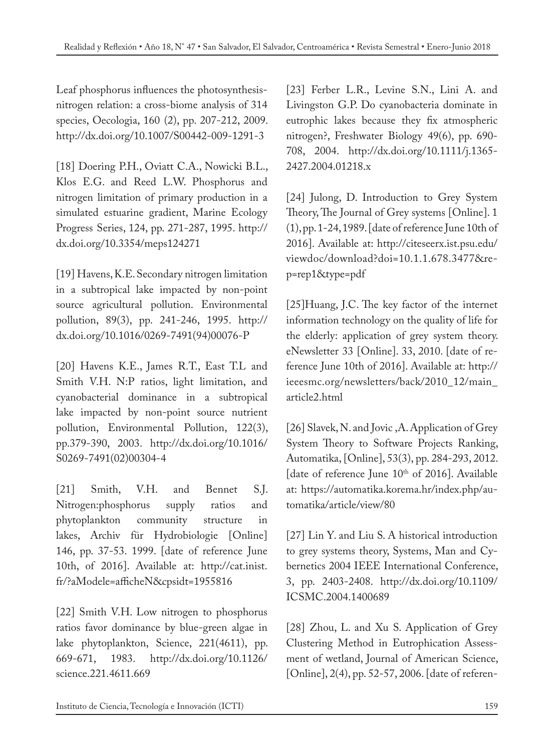Leaf phosphorus influences the photosynthesis-nitrogen relation: a cross-biome analysis of 314 species, Oecologia, 160 (2), pp. 207-212, 2009. http://dx.doi.org/10.1007/S00442-009-1291-3

[18] Doering P.H., Oviatt C.A., Nowicki B.L., Klos E.G. and Reed L.W. Phosphorus and nitrogen limitation of primary production in a simulated estuarine gradient, Marine Ecology Progress Series, 124, pp. 271-287, 1995. http://dx.doi.org/10.3354/meps124271

[19] Havens, K.E. Secondary nitrogen limitation in a subtropical lake impacted by non-point source agricultural pollution. Environmental pollution, 89(3), pp. 241-246, 1995. http://dx.doi.org/10.1016/0269-7491(94)00076-P

[20] Havens K.E., James R.T., East T.L and Smith V.H. N:P ratios, light limitation, and cyanobacterial dominance in a subtropical lake impacted by non-point source nutrient pollution, Environmental Pollution, 122(3), pp.379-390, 2003. http://dx.doi.org/10.1016/S0269-7491(02)00304-4

[21] Smith, V.H. and Bennet S.J. Nitrogen:phosphorus supply ratios and phytoplankton community structure in lakes, Archiv für Hydrobiologie [Online] 146, pp. 37-53. 1999. [date of reference June 10th, of 2016]. Available at: http://cat.inist.fr/?aModele=afficheN&cpsidt=1955816

[22] Smith V.H. Low nitrogen to phosphorus ratios favor dominance by blue-green algae in lake phytoplankton, Science, 221(4611), pp. 669-671, 1983. http://dx.doi.org/10.1126/science.221.4611.669

[23] Ferber L.R., Levine S.N., Lini A. and Livingston G.P. Do cyanobacteria dominate in eutrophic lakes because they fix atmospheric nitrogen?, Freshwater Biology 49(6), pp. 690-708, 2004. http://dx.doi.org/10.1111/j.1365-2427.2004.01218.x

[24] Julong, D. Introduction to Grey System Theory, The Journal of Grey systems [Online]. 1 (1), pp. 1-24, 1989. [date of reference June 10th of 2016]. Available at: http://citeseerx.ist.psu.edu/viewdoc/download?doi=10.1.1.678.3477&rep=rep1&type=pdf

[25]Huang, J.C. The key factor of the internet information technology on the quality of life for the elderly: application of grey system theory. eNewsletter 33 [Online]. 33, 2010. [date of reference June 10th of 2016]. Available at: http://ieeesmc.org/newsletters/back/2010_12/main_article2.html

[26] Slavek, N. and Jovic ,A. Application of Grey System Theory to Software Projects Ranking, Automatika, [Online], 53(3), pp. 284-293, 2012. [date of reference June 10th of 2016]. Available at: https://automatika.korema.hr/index.php/automatika/article/view/80

[27] Lin Y. and Liu S. A historical introduction to grey systems theory, Systems, Man and Cybernetics 2004 IEEE International Conference, 3, pp. 2403-2408. http://dx.doi.org/10.1109/ICSMC.2004.1400689

[28] Zhou, L. and Xu S. Application of Grey Clustering Method in Eutrophication Assessment of wetland, Journal of American Science, [Online], 2(4), pp. 52-57, 2006. [date of referen-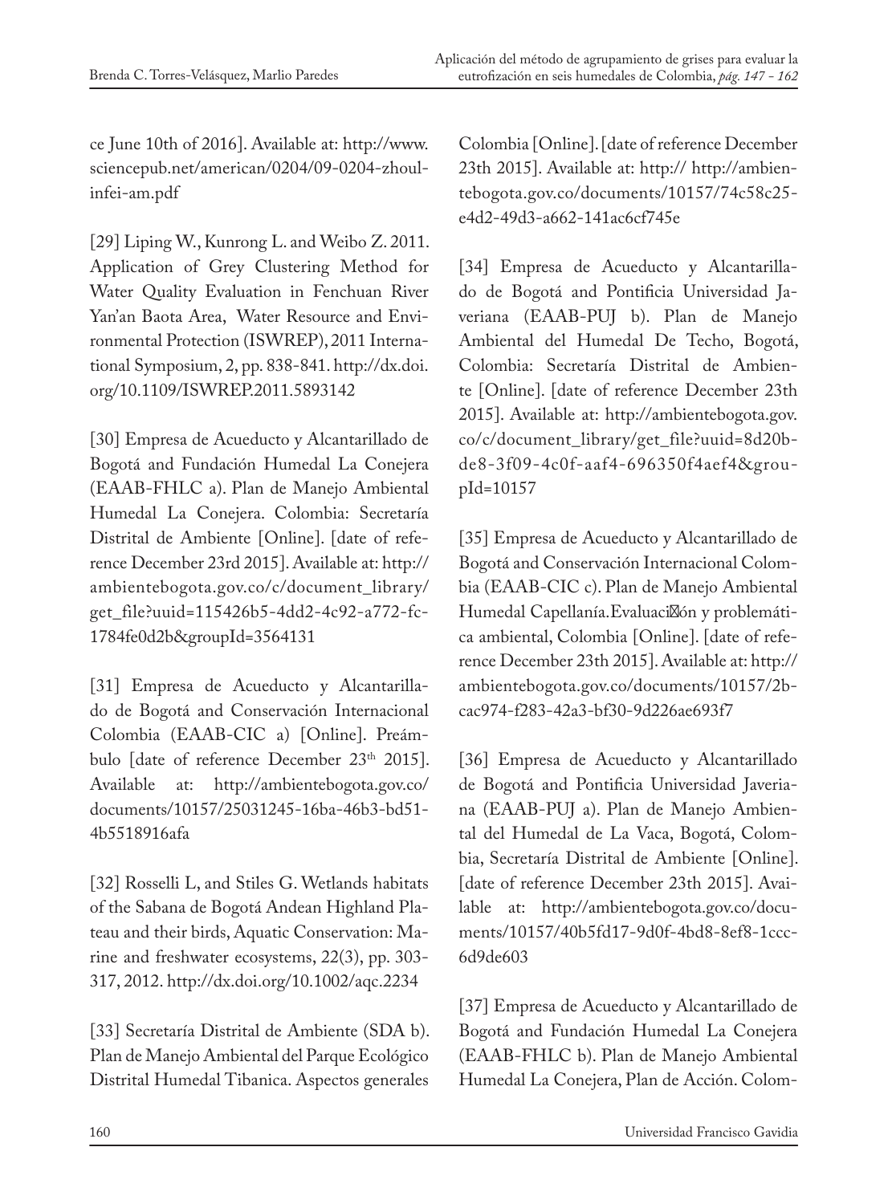ce June 10th of 2016]. Available at: http://www.sciencepub.net/american/0204/09-0204-zhoulinfei-am.pdf

[29] Liping W., Kunrong L. and Weibo Z. 2011. Application of Grey Clustering Method for Water Quality Evaluation in Fenchuan River Yan'an Baota Area, Water Resource and Environmental Protection (ISWREP), 2011 International Symposium, 2, pp. 838-841. http://dx.doi.org/10.1109/ISWREP.2011.5893142

[30] Empresa de Acueducto y Alcantarillado de Bogotá and Fundación Humedal La Conejera (EAAB-FHLC a). Plan de Manejo Ambiental Humedal La Conejera. Colombia: Secretaría Distrital de Ambiente [Online]. [date of reference December 23rd 2015]. Available at: http://ambientebogota.gov.co/c/document_library/get_file?uuid=115426b5-4dd2-4c92-a772-fc1784fe0d2b&groupId=3564131

[31] Empresa de Acueducto y Alcantarillado de Bogotá and Conservación Internacional Colombia (EAAB-CIC a) [Online]. Preámbulo [date of reference December 23th 2015]. Available at: http://ambientebogota.gov.co/documents/10157/25031245-16ba-46b3-bd51-4b5518916afa

[32] Rosselli L, and Stiles G. Wetlands habitats of the Sabana de Bogotá Andean Highland Plateau and their birds, Aquatic Conservation: Marine and freshwater ecosystems, 22(3), pp. 303-317, 2012. http://dx.doi.org/10.1002/aqc.2234

[33] Secretaría Distrital de Ambiente (SDA b). Plan de Manejo Ambiental del Parque Ecológico Distrital Humedal Tibanica. Aspectos generales Colombia [Online]. [date of reference December 23th 2015]. Available at: http:// http://ambientebogota.gov.co/documents/10157/74c58c25-e4d2-49d3-a662-141ac6cf745e

[34] Empresa de Acueducto y Alcantarillado de Bogotá and Pontificia Universidad Javeriana (EAAB-PUJ b). Plan de Manejo Ambiental del Humedal De Techo, Bogotá, Colombia: Secretaría Distrital de Ambiente [Online]. [date of reference December 23th 2015]. Available at: http://ambientebogota.gov.co/c/document_library/get_file?uuid=8d20bde8-3f09-4c0f-aaf4-696350f4aef4&groupId=10157

[35] Empresa de Acueducto y Alcantarillado de Bogotá and Conservación Internacional Colombia (EAAB-CIC c). Plan de Manejo Ambiental Humedal Capellanía.Evaluación y problemática ambiental, Colombia [Online]. [date of reference December 23th 2015]. Available at: http://ambientebogota.gov.co/documents/10157/2bcac974-f283-42a3-bf30-9d226ae693f7

[36] Empresa de Acueducto y Alcantarillado de Bogotá and Pontificia Universidad Javeriana (EAAB-PUJ a). Plan de Manejo Ambiental del Humedal de La Vaca, Bogotá, Colombia, Secretaría Distrital de Ambiente [Online]. [date of reference December 23th 2015]. Available at: http://ambientebogota.gov.co/documents/10157/40b5fd17-9d0f-4bd8-8ef8-1ccc6d9de603

[37] Empresa de Acueducto y Alcantarillado de Bogotá and Fundación Humedal La Conejera (EAAB-FHLC b). Plan de Manejo Ambiental Humedal La Conejera, Plan de Acción. Colom-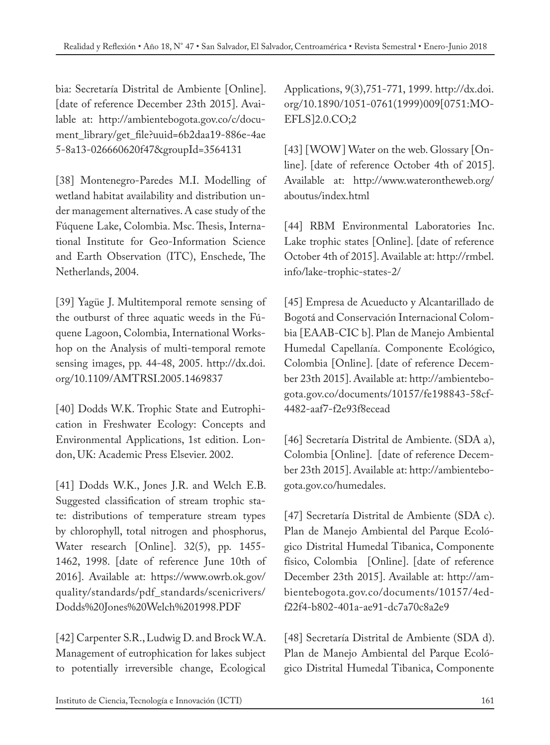bia: Secretaría Distrital de Ambiente [Online]. [date of reference December 23th 2015]. Available at: http://ambientebogota.gov.co/c/document_library/get_file?uuid=6b2daa19-886e-4ae5-8a13-026660620f47&groupId=3564131

[38] Montenegro-Paredes M.I. Modelling of wetland habitat availability and distribution under management alternatives. A case study of the Fúquene Lake, Colombia. Msc. Thesis, International Institute for Geo-Information Science and Earth Observation (ITC), Enschede, The Netherlands, 2004.

[39] Yagüe J. Multitemporal remote sensing of the outburst of three aquatic weeds in the Fúquene Lagoon, Colombia, International Workshop on the Analysis of multi-temporal remote sensing images, pp. 44-48, 2005. http://dx.doi.org/10.1109/AMTRSI.2005.1469837

[40] Dodds W.K. Trophic State and Eutrophication in Freshwater Ecology: Concepts and Environmental Applications, 1st edition. London, UK: Academic Press Elsevier. 2002.

[41] Dodds W.K., Jones J.R. and Welch E.B. Suggested classification of stream trophic state: distributions of temperature stream types by chlorophyll, total nitrogen and phosphorus, Water research [Online]. 32(5), pp. 1455-1462, 1998. [date of reference June 10th of 2016]. Available at: https://www.owrb.ok.gov/quality/standards/pdf_standards/scenicrivers/Dodds%20Jones%20Welch%201998.PDF

[42] Carpenter S.R., Ludwig D. and Brock W.A. Management of eutrophication for lakes subject to potentially irreversible change, Ecological Applications, 9(3),751-771, 1999. http://dx.doi.org/10.1890/1051-0761(1999)009[0751:MOEFLS]2.0.CO;2

[43] [WOW] Water on the web. Glossary [Online]. [date of reference October 4th of 2015]. Available at: http://www.waterontheweb.org/aboutus/index.html

[44] RBM Environmental Laboratories Inc. Lake trophic states [Online]. [date of reference October 4th of 2015]. Available at: http://rmbel.info/lake-trophic-states-2/

[45] Empresa de Acueducto y Alcantarillado de Bogotá and Conservación Internacional Colombia [EAAB-CIC b]. Plan de Manejo Ambiental Humedal Capellanía. Componente Ecológico, Colombia [Online]. [date of reference December 23th 2015]. Available at: http://ambientebogota.gov.co/documents/10157/fe198843-58cf-4482-aaf7-f2e93f8ecead

[46] Secretaría Distrital de Ambiente. (SDA a), Colombia [Online]. [date of reference December 23th 2015]. Available at: http://ambientebogota.gov.co/humedales.

[47] Secretaría Distrital de Ambiente (SDA c). Plan de Manejo Ambiental del Parque Ecológico Distrital Humedal Tibanica, Componente físico, Colombia [Online]. [date of reference December 23th 2015]. Available at: http://ambientebogota.gov.co/documents/10157/4edf22f4-b802-401a-ae91-dc7a70c8a2e9

[48] Secretaría Distrital de Ambiente (SDA d). Plan de Manejo Ambiental del Parque Ecológico Distrital Humedal Tibanica, Componente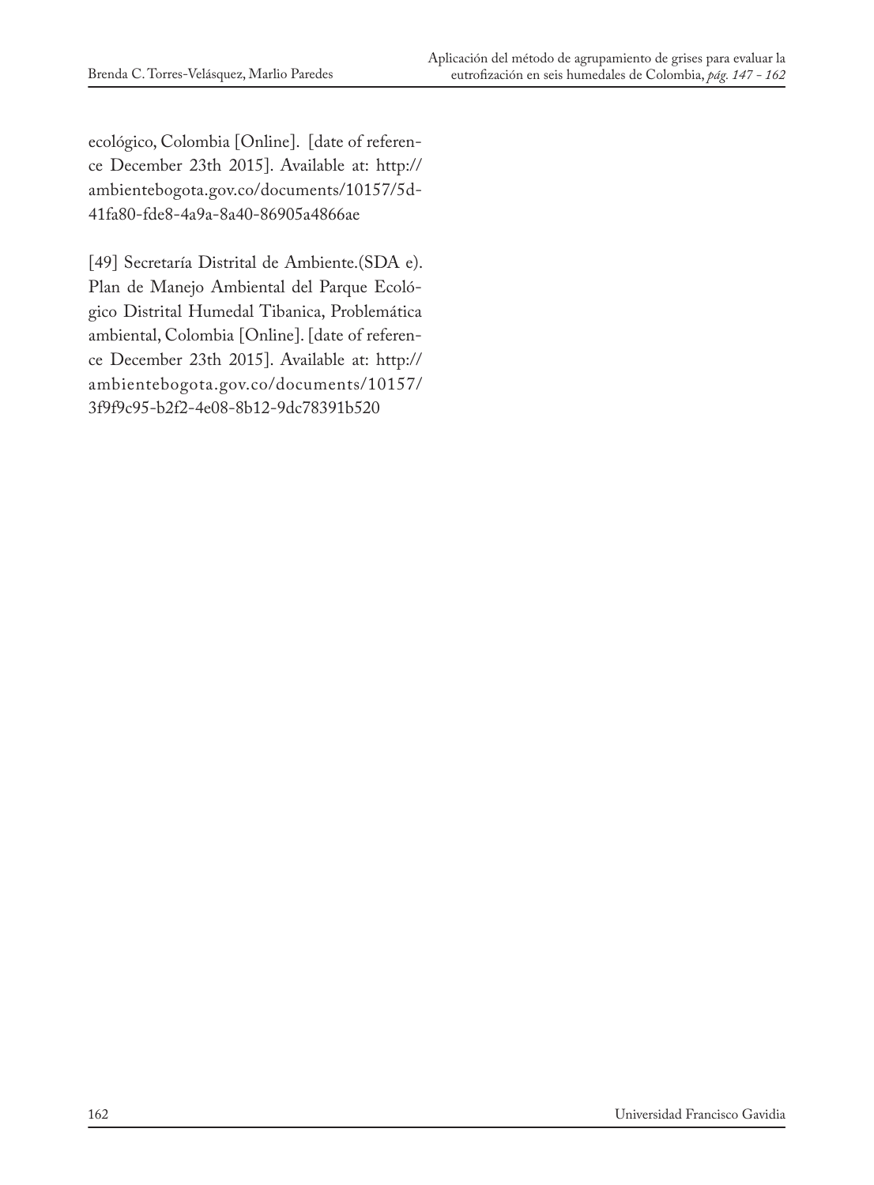ecológico, Colombia [Online]. [date of reference December 23th 2015]. Available at: http://ambientebogota.gov.co/documents/10157/5d-41fa80-fde8-4a9a-8a40-86905a4866ae

[49] Secretaría Distrital de Ambiente.(SDA e). Plan de Manejo Ambiental del Parque Ecológico Distrital Humedal Tibanica, Problemática ambiental, Colombia [Online]. [date of reference December 23th 2015]. Available at: http://ambientebogota.gov.co/documents/10157/3f9f9c95-b2f2-4e08-8b12-9dc78391b520